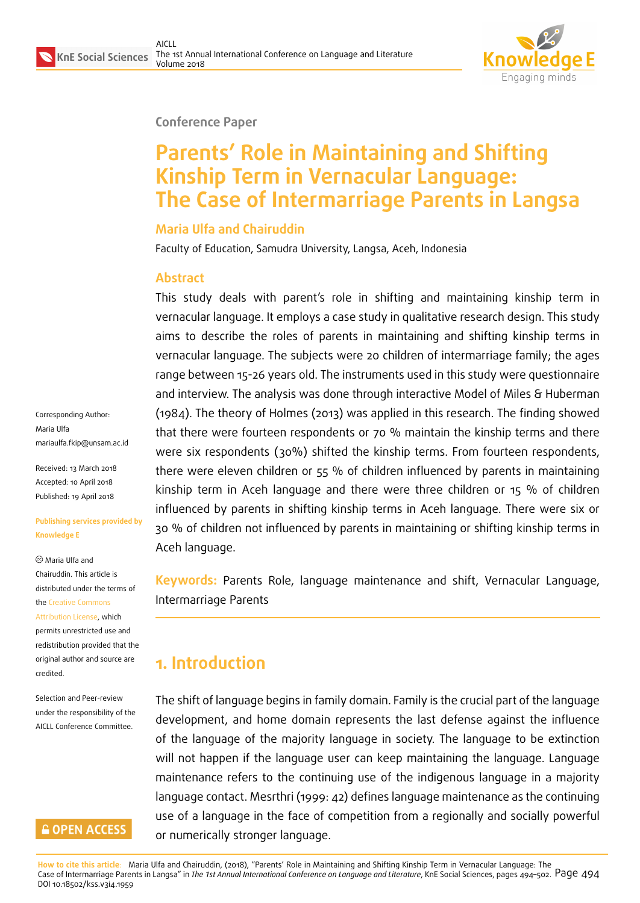Conference Paper

# Parents' Role in Maintaining and Shifting Kinship Term in Vernacular Language: The Case of Intermarriage Parents in Langsa

**Maria Ulfa and Chairuddin**

Faculty of Education, Samudra University, Langsa, Aceh, Indonesia

## Abstract

This study deals with parent's role in shifting and maintaining kinship term in vernacular language. It employs a case study in qualitative research design. This study aims to describe the roles of parents in maintaining and shifting kinship terms in vernacular language. The subjects were 20 children of intermarriage family; the ages range between 15-26 years old. The instruments used in this study were questionnaire and interview. The analysis was done through interactive Model of Miles & Huberman (1984). The theory of Holmes (2013) was applied in this research. The finding showed that there were fourteen respondents or 70 % maintain the kinship terms and there were six respondents (30%) shifted the kinship terms. From fourteen respondents, there were eleven children or 55 % of children influenced by parents in maintaining kinship term in Aceh language and there were three children or 15 % of children influenced by parents in shifting kinship terms in Aceh language. There were six or 30 % of children not influenced by parents in maintaining or shifting kinship terms in Aceh language.

**Keywords:** Parents Role, language maintenance and shift, Vernacular Language, Intermarriage Parents

Corresponding Author:
Maria Ulfa
mariaulfa.fkip@unsam.ac.id

Received: 13 March 2018
Accepted: 10 April 2018
Published: 19 April 2018

Publishing services provided by Knowledge E

© Maria Ulfa and Chairuddin. This article is distributed under the terms of the Creative Commons Attribution License, which permits unrestricted use and redistribution provided that the original author and source are credited.

Selection and Peer-review under the responsibility of the AICLL Conference Committee.

## 1. Introduction

The shift of language begins in family domain. Family is the crucial part of the language development, and home domain represents the last defense against the influence of the language of the majority language in society. The language to be extinction will not happen if the language user can keep maintaining the language. Language maintenance refers to the continuing use of the indigenous language in a majority language contact. Mesrthri (1999: 42) defines language maintenance as the continuing use of a language in the face of competition from a regionally and socially powerful or numerically stronger language.

**How to cite this article:** Maria Ulfa and Chairuddin, (2018), "Parents' Role in Maintaining and Shifting Kinship Term in Vernacular Language: The Case of Intermarriage Parents in Langsa" in *The 1st Annual International Conference on Language and Literature*, KnE Social Sciences, pages 494–502. DOI 10.18502/kss.v3i4.1959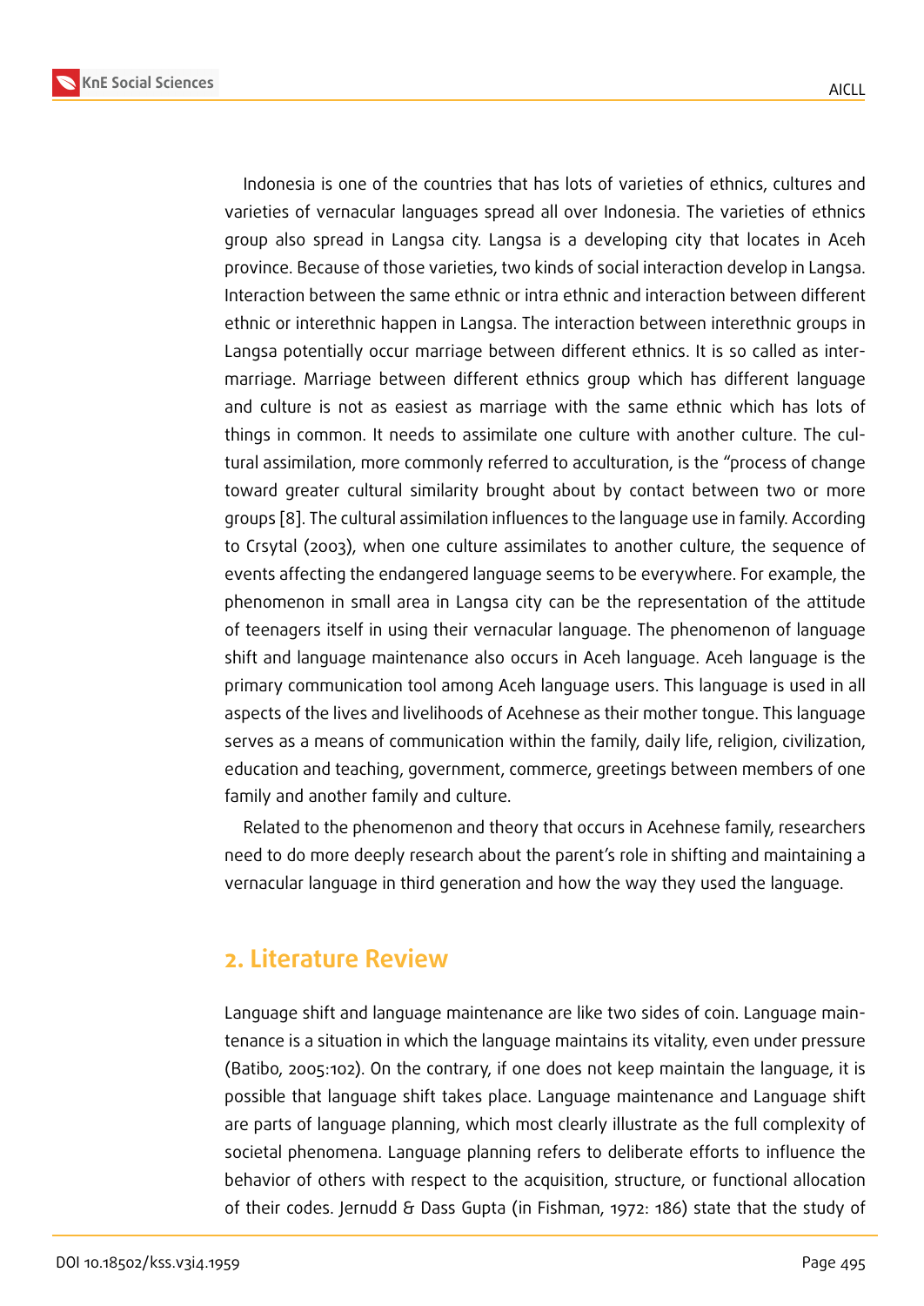Indonesia is one of the countries that has lots of varieties of ethnics, cultures and varieties of vernacular languages spread all over Indonesia. The varieties of ethnics group also spread in Langsa city. Langsa is a developing city that locates in Aceh province. Because of those varieties, two kinds of social interaction develop in Langsa. Interaction between the same ethnic or intra ethnic and interaction between different ethnic or interethnic happen in Langsa. The interaction between interethnic groups in Langsa potentially occur marriage between different ethnics. It is so called as inter-marriage. Marriage between different ethnics group which has different language and culture is not as easiest as marriage with the same ethnic which has lots of things in common. It needs to assimilate one culture with another culture. The cultural assimilation, more commonly referred to acculturation, is the "process of change toward greater cultural similarity brought about by contact between two or more groups [8]. The cultural assimilation influences to the language use in family. According to Crsytal (2003), when one culture assimilates to another culture, the sequence of events affecting the endangered language seems to be everywhere. For example, the phenomenon in small area in Langsa city can be the representation of the attitude of teenagers itself in using their vernacular language. The phenomenon of language shift and language maintenance also occurs in Aceh language. Aceh language is the primary communication tool among Aceh language users. This language is used in all aspects of the lives and livelihoods of Acehnese as their mother tongue. This language serves as a means of communication within the family, daily life, religion, civilization, education and teaching, government, commerce, greetings between members of one family and another family and culture.

Related to the phenomenon and theory that occurs in Acehnese family, researchers need to do more deeply research about the parent's role in shifting and maintaining a vernacular language in third generation and how the way they used the language.

## 2. Literature Review

Language shift and language maintenance are like two sides of coin. Language maintenance is a situation in which the language maintains its vitality, even under pressure (Batibo, 2005:102). On the contrary, if one does not keep maintain the language, it is possible that language shift takes place. Language maintenance and Language shift are parts of language planning, which most clearly illustrate as the full complexity of societal phenomena. Language planning refers to deliberate efforts to influence the behavior of others with respect to the acquisition, structure, or functional allocation of their codes. Jernudd & Dass Gupta (in Fishman, 1972: 186) state that the study of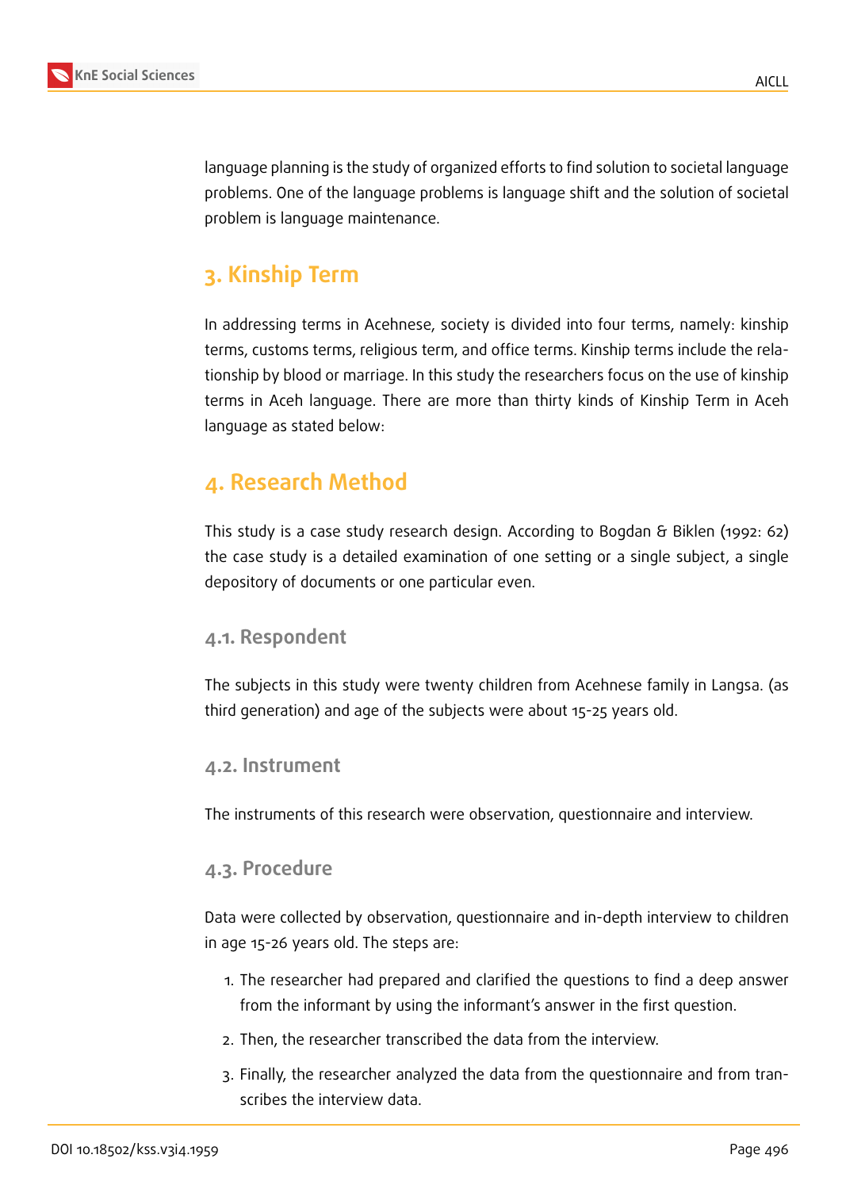language planning is the study of organized efforts to find solution to societal language problems. One of the language problems is language shift and the solution of societal problem is language maintenance.

## 3. Kinship Term

In addressing terms in Acehnese, society is divided into four terms, namely: kinship terms, customs terms, religious term, and office terms. Kinship terms include the relationship by blood or marriage. In this study the researchers focus on the use of kinship terms in Aceh language. There are more than thirty kinds of Kinship Term in Aceh language as stated below:

## 4. Research Method

This study is a case study research design. According to Bogdan & Biklen (1992: 62) the case study is a detailed examination of one setting or a single subject, a single depository of documents or one particular even.

### 4.1. Respondent

The subjects in this study were twenty children from Acehnese family in Langsa. (as third generation) and age of the subjects were about 15-25 years old.

### 4.2. Instrument

The instruments of this research were observation, questionnaire and interview.

### 4.3. Procedure

Data were collected by observation, questionnaire and in-depth interview to children in age 15-26 years old. The steps are:

1. The researcher had prepared and clarified the questions to find a deep answer from the informant by using the informant's answer in the first question.
2. Then, the researcher transcribed the data from the interview.
3. Finally, the researcher analyzed the data from the questionnaire and from transcribes the interview data.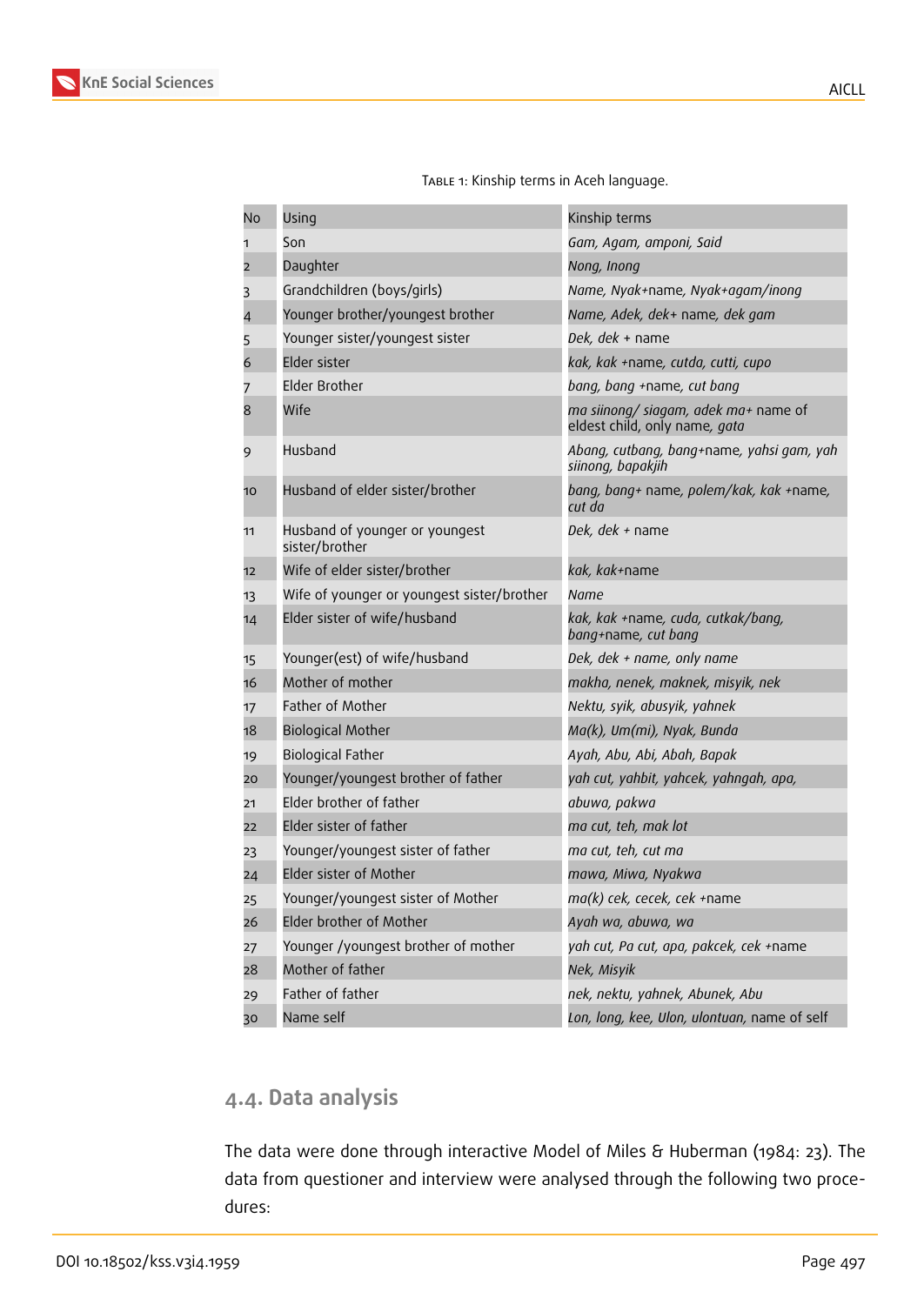Table 1: Kinship terms in Aceh language.

| No | Using | Kinship terms |
|---|---|---|
| 1 | Son | *Gam, Agam, amponi, Said* |
| 2 | Daughter | *Nong, Inong* |
| 3 | Grandchildren (boys/girls) | *Name, Nyak*+name*, Nyak+agam/inong* |
| 4 | Younger brother/youngest brother | *Name, Adek, dek+* name*, dek gam* |
| 5 | Younger sister/youngest sister | *Dek, dek +* name |
| 6 | Elder sister | *kak, kak +*name*, cutda, cutti, cupo* |
| 7 | Elder Brother | *bang, bang +*name*, cut bang* |
| 8 | Wife | *ma siinong/ siagam, adek ma+* name of eldest child, only name*, gata* |
| 9 | Husband | *Abang, cutbang, bang+*name*, yahsi gam, yah siinong, bapakjih* |
| 10 | Husband of elder sister/brother | *bang, bang+* name*, polem/kak, kak +*name*, cut da* |
| 11 | Husband of younger or youngest sister/brother | *Dek, dek +* name |
| 12 | Wife of elder sister/brother | *kak, kak+*name |
| 13 | Wife of younger or youngest sister/brother | *Name* |
| 14 | Elder sister of wife/husband | *kak, kak +*name*, cuda, cutkak/bang, bang+*name*, cut bang* |
| 15 | Younger(est) of wife/husband | *Dek, dek + name, only name* |
| 16 | Mother of mother | *makha, nenek, maknek, misyik, nek* |
| 17 | Father of Mother | *Nektu, syik, abusyik, yahnek* |
| 18 | Biological Mother | *Ma(k), Um(mi), Nyak, Bunda* |
| 19 | Biological Father | *Ayah, Abu, Abi, Abah, Bapak* |
| 20 | Younger/youngest brother of father | *yah cut, yahbit, yahcek, yahngah, apa,* |
| 21 | Elder brother of father | *abuwa, pakwa* |
| 22 | Elder sister of father | *ma cut, teh, mak lot* |
| 23 | Younger/youngest sister of father | *ma cut, teh, cut ma* |
| 24 | Elder sister of Mother | *mawa, Miwa, Nyakwa* |
| 25 | Younger/youngest sister of Mother | *ma(k) cek, cecek, cek +*name |
| 26 | Elder brother of Mother | *Ayah wa, abuwa, wa* |
| 27 | Younger /youngest brother of mother | *yah cut, Pa cut, apa, pakcek, cek +*name |
| 28 | Mother of father | *Nek, Misyik* |
| 29 | Father of father | *nek, nektu, yahnek, Abunek, Abu* |
| 30 | Name self | *Lon, long, kee, Ulon, ulontuan,* name of self |

## 4.4. Data analysis

The data were done through interactive Model of Miles & Huberman (1984: 23). The data from questioner and interview were analysed through the following two procedures: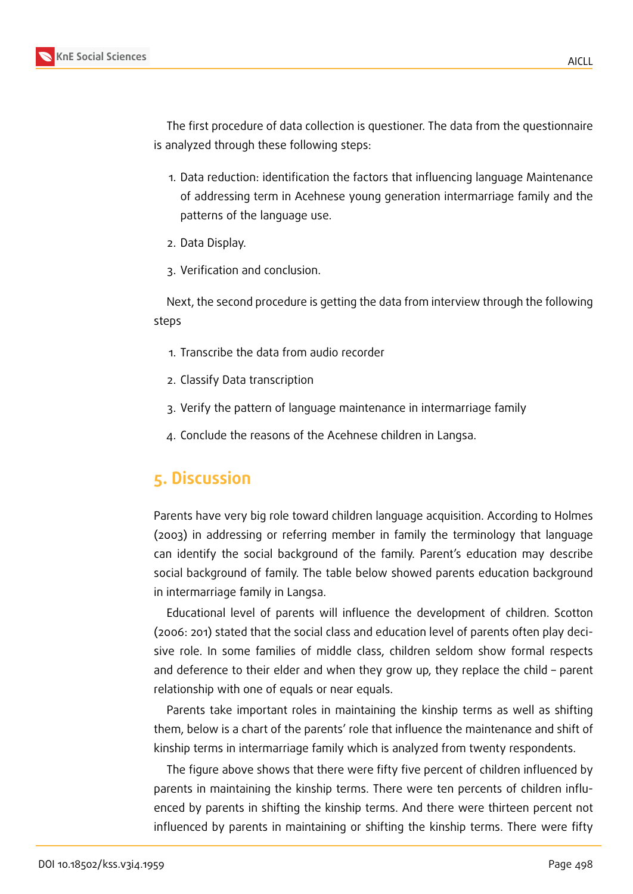The first procedure of data collection is questioner. The data from the questionnaire is analyzed through these following steps:

1. Data reduction: identification the factors that influencing language Maintenance of addressing term in Acehnese young generation intermarriage family and the patterns of the language use.
2. Data Display.
3. Verification and conclusion.

Next, the second procedure is getting the data from interview through the following steps

1. Transcribe the data from audio recorder
2. Classify Data transcription
3. Verify the pattern of language maintenance in intermarriage family
4. Conclude the reasons of the Acehnese children in Langsa.

## 5. Discussion

Parents have very big role toward children language acquisition. According to Holmes (2003) in addressing or referring member in family the terminology that language can identify the social background of the family. Parent's education may describe social background of family. The table below showed parents education background in intermarriage family in Langsa.

Educational level of parents will influence the development of children. Scotton (2006: 201) stated that the social class and education level of parents often play decisive role. In some families of middle class, children seldom show formal respects and deference to their elder and when they grow up, they replace the child – parent relationship with one of equals or near equals.

Parents take important roles in maintaining the kinship terms as well as shifting them, below is a chart of the parents' role that influence the maintenance and shift of kinship terms in intermarriage family which is analyzed from twenty respondents.

The figure above shows that there were fifty five percent of children influenced by parents in maintaining the kinship terms. There were ten percents of children influenced by parents in shifting the kinship terms. And there were thirteen percent not influenced by parents in maintaining or shifting the kinship terms. There were fifty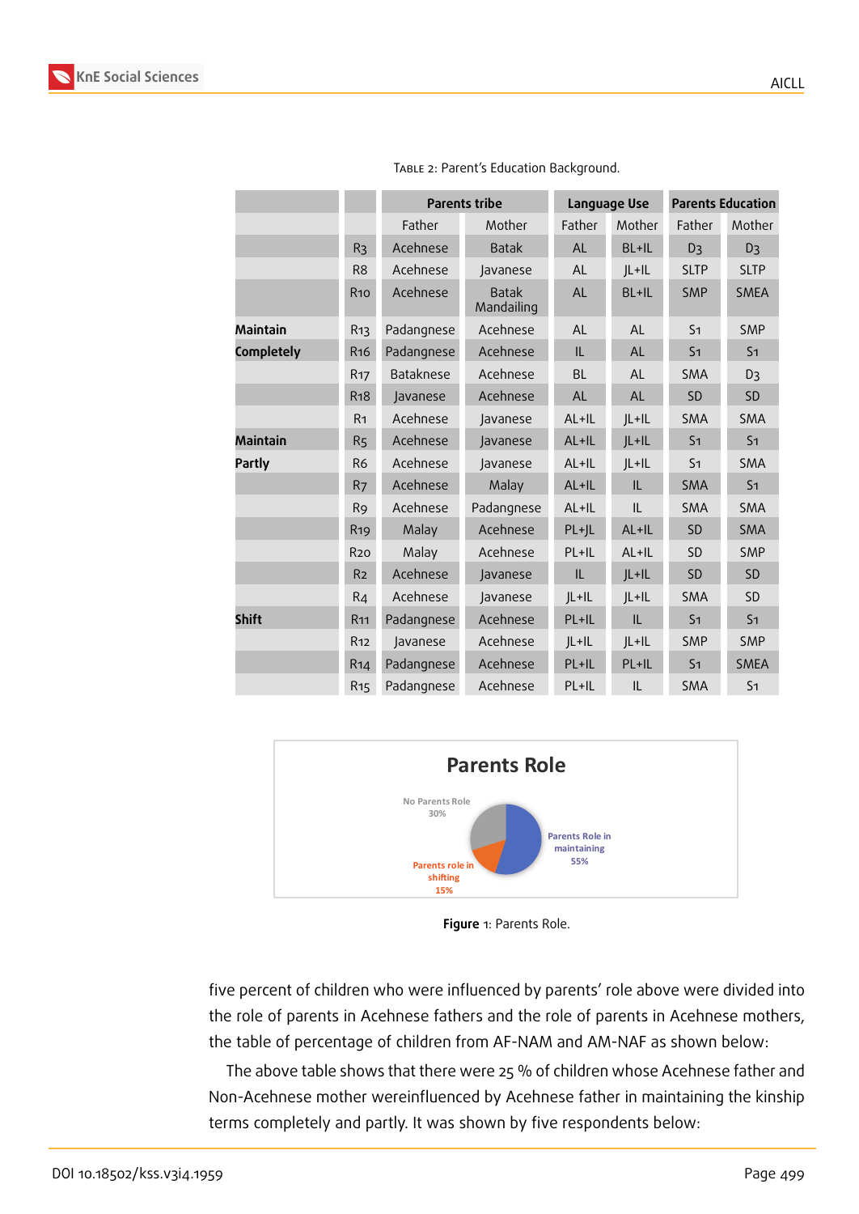Table 2: Parent's Education Background.

| | | Parents tribe | | Language Use | | Parents Education | |
|---|---|---|---|---|---|---|---|
| | | Father | Mother | Father | Mother | Father | Mother |
| | R3 | Acehnese | Batak | AL | BL+IL | D3 | D3 |
| | R8 | Acehnese | Javanese | AL | JL+IL | SLTP | SLTP |
| | R10 | Acehnese | Batak Mandailing | AL | BL+IL | SMP | SMEA |
| Maintain | R13 | Padangnese | Acehnese | AL | AL | S1 | SMP |
| Completely | R16 | Padangnese | Acehnese | IL | AL | S1 | S1 |
| | R17 | Bataknese | Acehnese | BL | AL | SMA | D3 |
| | R18 | Javanese | Acehnese | AL | AL | SD | SD |
| | R1 | Acehnese | Javanese | AL+IL | JL+IL | SMA | SMA |
| Maintain | R5 | Acehnese | Javanese | AL+IL | JL+IL | S1 | S1 |
| Partly | R6 | Acehnese | Javanese | AL+IL | JL+IL | S1 | SMA |
| | R7 | Acehnese | Malay | AL+IL | IL | SMA | S1 |
| | R9 | Acehnese | Padangnese | AL+IL | IL | SMA | SMA |
| | R19 | Malay | Acehnese | PL+JL | AL+IL | SD | SMA |
| | R20 | Malay | Acehnese | PL+IL | AL+IL | SD | SMP |
| | R2 | Acehnese | Javanese | IL | JL+IL | SD | SD |
| | R4 | Acehnese | Javanese | JL+IL | JL+IL | SMA | SD |
| Shift | R11 | Padangnese | Acehnese | PL+IL | IL | S1 | S1 |
| | R12 | Javanese | Acehnese | JL+IL | JL+IL | SMP | SMP |
| | R14 | Padangnese | Acehnese | PL+IL | PL+IL | S1 | SMEA |
| | R15 | Padangnese | Acehnese | PL+IL | IL | SMA | S1 |

**Parents Role**

No Parents Role 30%; Parents Role in maintaining 55%; Parents role in shifting 15%

**Figure** 1: Parents Role.

five percent of children who were influenced by parents' role above were divided into the role of parents in Acehnese fathers and the role of parents in Acehnese mothers, the table of percentage of children from AF-NAM and AM-NAF as shown below:

The above table shows that there were 25 % of children whose Acehnese father and Non-Acehnese mother wereinfluenced by Acehnese father in maintaining the kinship terms completely and partly. It was shown by five respondents below: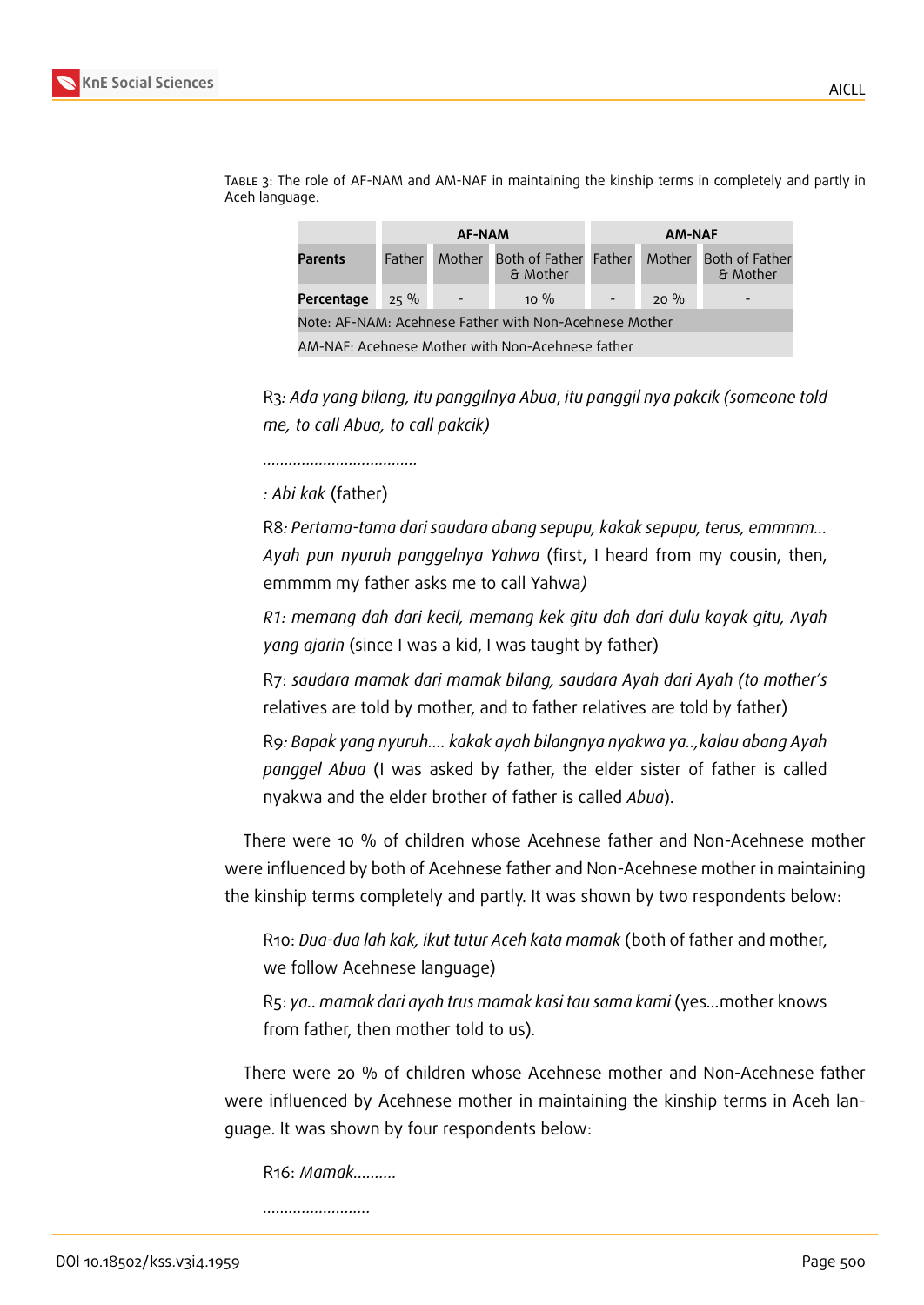Table 3: The role of AF-NAM and AM-NAF in maintaining the kinship terms in completely and partly in Aceh language.

| | AF-NAM | | | AM-NAF | | |
|---|---|---|---|---|---|---|
| **Parents** | Father | Mother | Both of Father & Mother | Father | Mother | Both of Father & Mother |
| **Percentage** | 25 % | - | 10 % | - | 20 % | - |
| Note: AF-NAM: Acehnese Father with Non-Acehnese Mother | | | | | | |
| AM-NAF: Acehnese Mother with Non-Acehnese father | | | | | | |

R3*: Ada yang bilang, itu panggilnya Abua, itu panggil nya pakcik (someone told me, to call Abua, to call pakcik)*

....................................

*: Abi kak* (father)

R8*: Pertama-tama dari saudara abang sepupu, kakak sepupu, terus, emmmm... Ayah pun nyuruh panggelnya Yahwa* (first, I heard from my cousin, then, emmmm my father asks me to call Yahwa*)*

*R1: memang dah dari kecil, memang kek gitu dah dari dulu kayak gitu, Ayah yang ajarin* (since I was a kid, I was taught by father)

R7: *saudara mamak dari mamak bilang, saudara Ayah dari Ayah (to mother's* relatives are told by mother, and to father relatives are told by father)

R9*: Bapak yang nyuruh.... kakak ayah bilangnya nyakwa ya..,kalau abang Ayah panggel Abua* (I was asked by father, the elder sister of father is called nyakwa and the elder brother of father is called *Abua*).

There were 10 % of children whose Acehnese father and Non-Acehnese mother were influenced by both of Acehnese father and Non-Acehnese mother in maintaining the kinship terms completely and partly. It was shown by two respondents below:

R10: *Dua-dua lah kak, ikut tutur Aceh kata mamak* (both of father and mother, we follow Acehnese language)

R5: *ya.. mamak dari ayah trus mamak kasi tau sama kami* (yes...mother knows from father, then mother told to us).

There were 20 % of children whose Acehnese mother and Non-Acehnese father were influenced by Acehnese mother in maintaining the kinship terms in Aceh language. It was shown by four respondents below:

R16: *Mamak..........*

.........................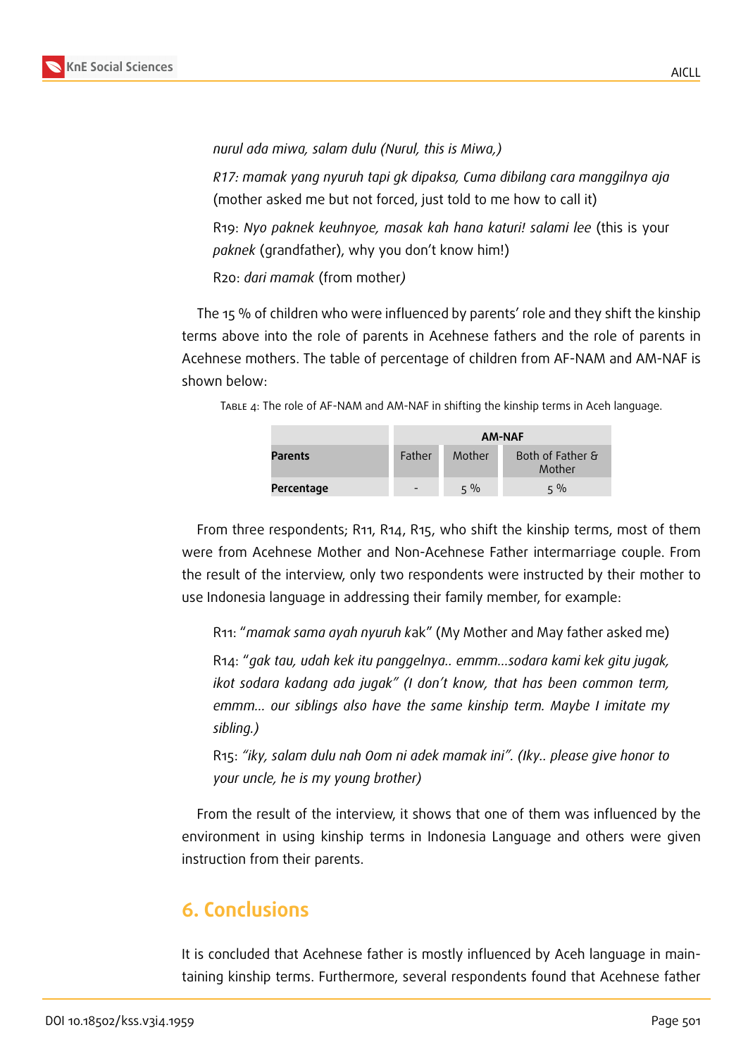*nurul ada miwa, salam dulu (Nurul, this is Miwa,)*

*R17: mamak yang nyuruh tapi gk dipaksa, Cuma dibilang cara manggilnya aja* (mother asked me but not forced, just told to me how to call it)

R19: *Nyo paknek keuhnyoe, masak kah hana katuri! salami lee* (this is your *paknek* (grandfather), why you don't know him!)

R20: *dari mamak* (from mother*)*

The 15 % of children who were influenced by parents' role and they shift the kinship terms above into the role of parents in Acehnese fathers and the role of parents in Acehnese mothers. The table of percentage of children from AF-NAM and AM-NAF is shown below:

Table 4: The role of AF-NAM and AM-NAF in shifting the kinship terms in Aceh language.

| | AM-NAF | | |
|---|---|---|---|
| **Parents** | Father | Mother | Both of Father & Mother |
| **Percentage** | - | 5 % | 5 % |

From three respondents; R11, R14, R15, who shift the kinship terms, most of them were from Acehnese Mother and Non-Acehnese Father intermarriage couple. From the result of the interview, only two respondents were instructed by their mother to use Indonesia language in addressing their family member, for example:

R11: "*mamak sama ayah nyuruh k*ak" (My Mother and May father asked me)

R14: "*gak tau, udah kek itu panggelnya.. emmm...sodara kami kek gitu jugak, ikot sodara kadang ada jugak" (I don't know, that has been common term, emmm... our siblings also have the same kinship term. Maybe I imitate my sibling.)*

R15: *"iky, salam dulu nah Oom ni adek mamak ini". (Iky.. please give honor to your uncle, he is my young brother)*

From the result of the interview, it shows that one of them was influenced by the environment in using kinship terms in Indonesia Language and others were given instruction from their parents.

## 6. Conclusions

It is concluded that Acehnese father is mostly influenced by Aceh language in maintaining kinship terms. Furthermore, several respondents found that Acehnese father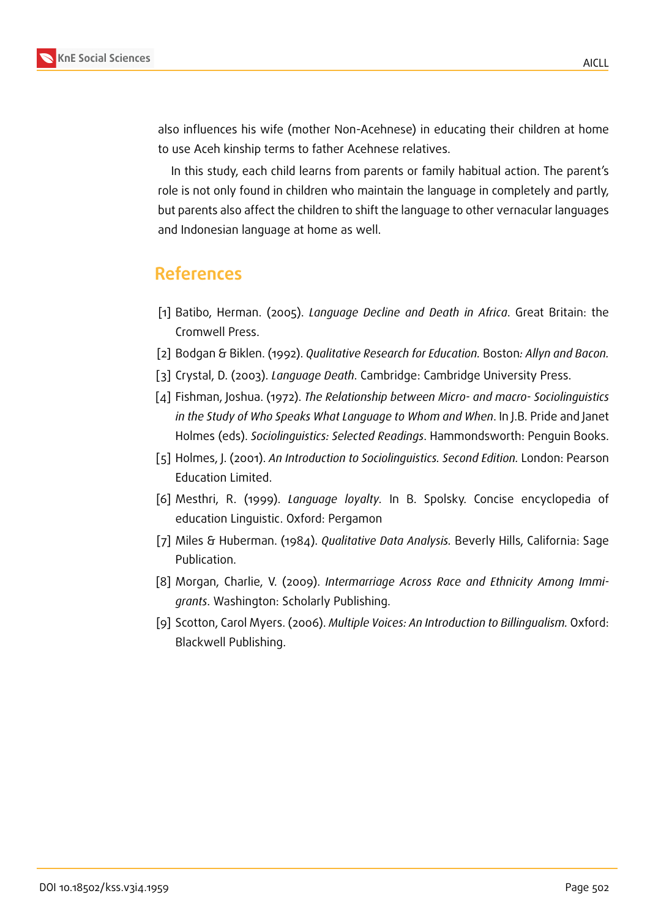also influences his wife (mother Non-Acehnese) in educating their children at home to use Aceh kinship terms to father Acehnese relatives.

In this study, each child learns from parents or family habitual action. The parent's role is not only found in children who maintain the language in completely and partly, but parents also affect the children to shift the language to other vernacular languages and Indonesian language at home as well.

## References

[1] Batibo, Herman. (2005). *Language Decline and Death in Africa*. Great Britain: the Cromwell Press.

[2] Bodgan & Biklen. (1992). *Qualitative Research for Education.* Boston*: Allyn and Bacon.*

[3] Crystal, D. (2003). *Language Death*. Cambridge: Cambridge University Press.

[4] Fishman, Joshua. (1972). *The Relationship between Micro- and macro- Sociolinguistics in the Study of Who Speaks What Language to Whom and When*. In J.B. Pride and Janet Holmes (eds). *Sociolinguistics: Selected Readings*. Hammondsworth: Penguin Books.

[5] Holmes, J. (2001). *An Introduction to Sociolinguistics. Second Edition.* London: Pearson Education Limited.

[6] Mesthri, R. (1999). *Language loyalty*. In B. Spolsky. Concise encyclopedia of education Linguistic. Oxford: Pergamon

[7] Miles & Huberman. (1984). *Qualitative Data Analysis.* Beverly Hills, California: Sage Publication.

[8] Morgan, Charlie, V. (2009). *Intermarriage Across Race and Ethnicity Among Immigrants*. Washington: Scholarly Publishing.

[9] Scotton, Carol Myers. (2006). *Multiple Voices: An Introduction to Billingualism.* Oxford: Blackwell Publishing.